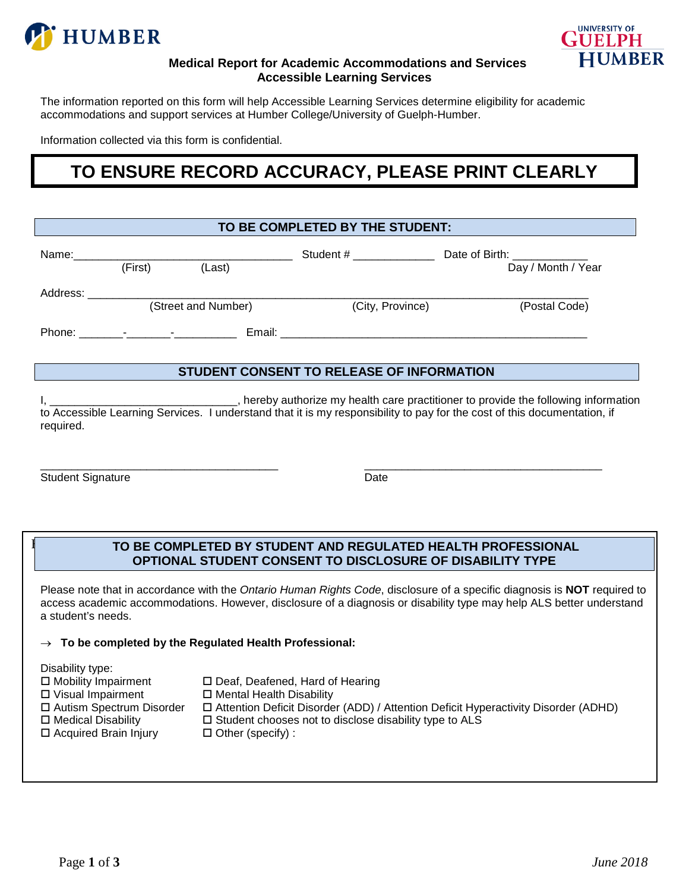HUMBER

UNIVERSITY OF GUELPH HUMBER

## Medical Report for Academic Accommodations and Services
## Accessible Learning Services

The information reported on this form will help Accessible Learning Services determine eligibility for academic accommodations and support services at Humber College/University of Guelph-Humber.

Information collected via this form is confidential.

# TO ENSURE RECORD ACCURACY, PLEASE PRINT CLEARLY

### TO BE COMPLETED BY THE STUDENT:

Name:___________________________________ Student # _____________ Date of Birth: ____________
(First) (Last) Day / Month / Year

Address: ________________________________________________________________________________
(Street and Number) (City, Province) (Postal Code)

Phone: _______-_______-__________ Email: _____________________________________________________

### STUDENT CONSENT TO RELEASE OF INFORMATION

I, ______________________________, hereby authorize my health care practitioner to provide the following information to Accessible Learning Services. I understand that it is my responsibility to pay for the cost of this documentation, if required.

_______________________________________ _______________________________________
Student Signature Date

### TO BE COMPLETED BY STUDENT AND REGULATED HEALTH PROFESSIONAL
### OPTIONAL STUDENT CONSENT TO DISCLOSURE OF DISABILITY TYPE

Please note that in accordance with the *Ontario Human Rights Code*, disclosure of a specific diagnosis is **NOT** required to access academic accommodations. However, disclosure of a diagnosis or disability type may help ALS better understand a student's needs.

→ **To be completed by the Regulated Health Professional:**

Disability type:

- ☐ Mobility Impairment
- ☐ Visual Impairment
- ☐ Autism Spectrum Disorder
- ☐ Medical Disability
- ☐ Acquired Brain Injury
- ☐ Deaf, Deafened, Hard of Hearing
- ☐ Mental Health Disability
- ☐ Attention Deficit Disorder (ADD) / Attention Deficit Hyperactivity Disorder (ADHD)
- ☐ Student chooses not to disclose disability type to ALS
- ☐ Other (specify) :

June 2018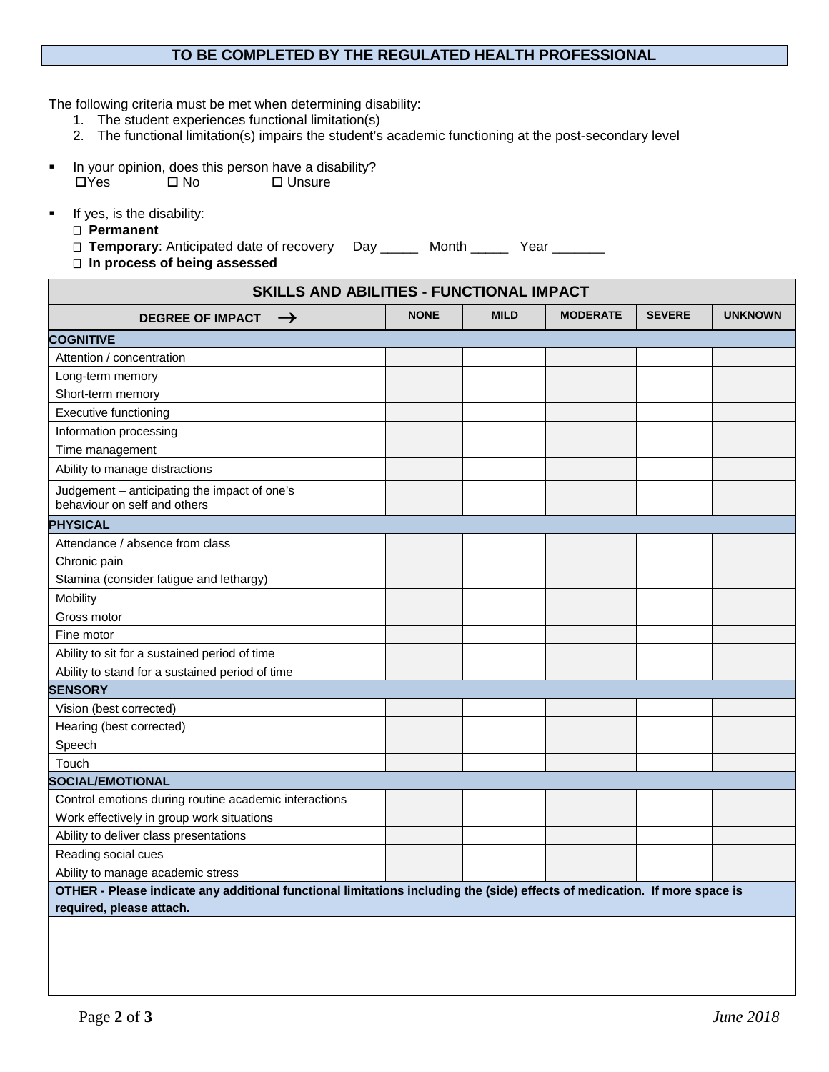## TO BE COMPLETED BY THE REGULATED HEALTH PROFESSIONAL

The following criteria must be met when determining disability:

1. The student experiences functional limitation(s)
2. The functional limitation(s) impairs the student's academic functioning at the post-secondary level

- In your opinion, does this person have a disability?
  ☐Yes ☐ No ☐ Unsure

- If yes, is the disability:
  ☐ **Permanent**
  ☐ **Temporary**: Anticipated date of recovery Day _____ Month _____ Year _______
  ☐ **In process of being assessed**

| SKILLS AND ABILITIES - FUNCTIONAL IMPACT | | | | | |
|---|---|---|---|---|---|
| **DEGREE OF IMPACT →** | **NONE** | **MILD** | **MODERATE** | **SEVERE** | **UNKNOWN** |
| **COGNITIVE** | | | | | |
| Attention / concentration | | | | | |
| Long-term memory | | | | | |
| Short-term memory | | | | | |
| Executive functioning | | | | | |
| Information processing | | | | | |
| Time management | | | | | |
| Ability to manage distractions | | | | | |
| Judgement – anticipating the impact of one's behaviour on self and others | | | | | |
| **PHYSICAL** | | | | | |
| Attendance / absence from class | | | | | |
| Chronic pain | | | | | |
| Stamina (consider fatigue and lethargy) | | | | | |
| Mobility | | | | | |
| Gross motor | | | | | |
| Fine motor | | | | | |
| Ability to sit for a sustained period of time | | | | | |
| Ability to stand for a sustained period of time | | | | | |
| **SENSORY** | | | | | |
| Vision (best corrected) | | | | | |
| Hearing (best corrected) | | | | | |
| Speech | | | | | |
| Touch | | | | | |
| **SOCIAL/EMOTIONAL** | | | | | |
| Control emotions during routine academic interactions | | | | | |
| Work effectively in group work situations | | | | | |
| Ability to deliver class presentations | | | | | |
| Reading social cues | | | | | |
| Ability to manage academic stress | | | | | |

**OTHER - Please indicate any additional functional limitations including the (side) effects of medication. If more space is required, please attach.**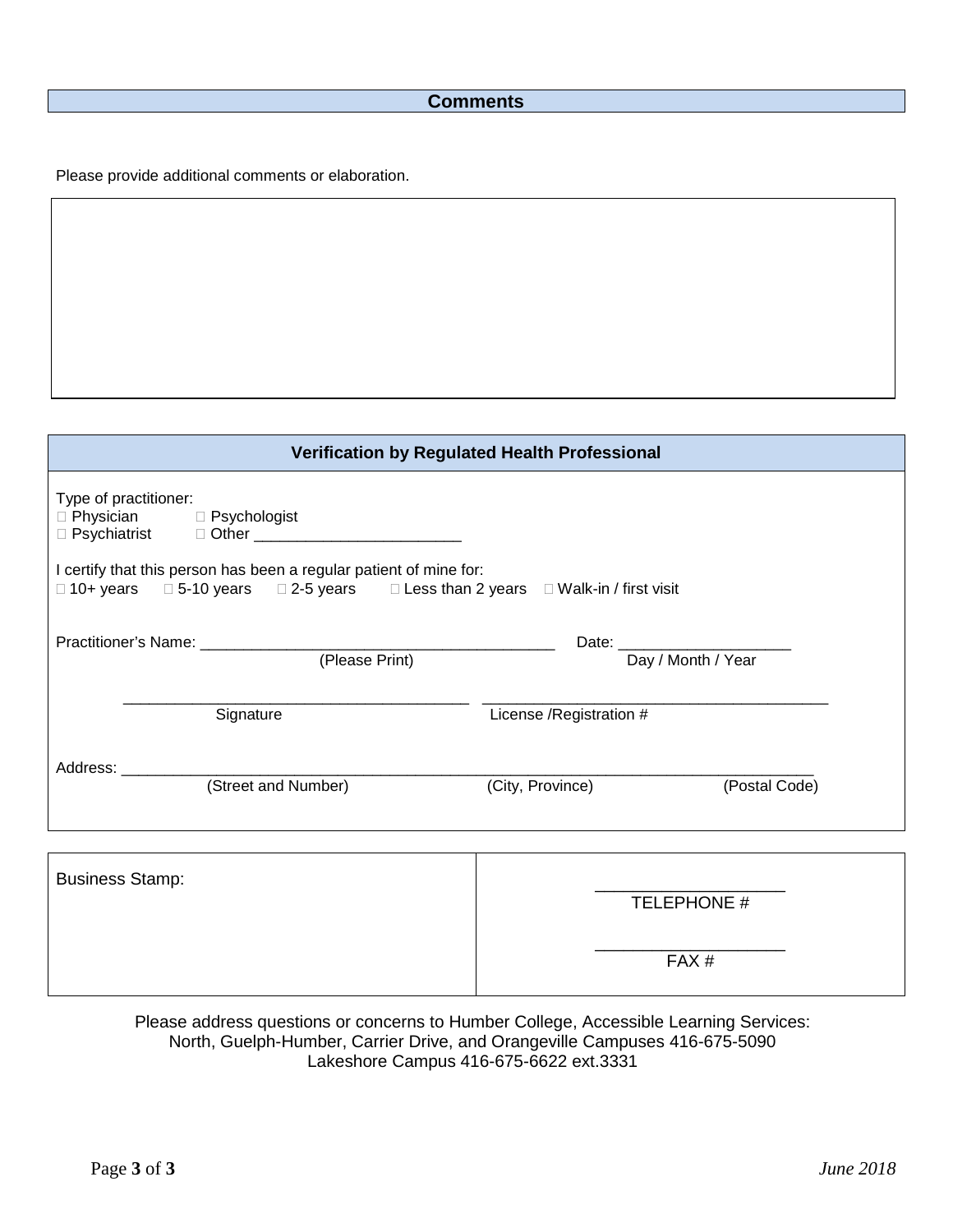## Comments

Please provide additional comments or elaboration.

## Verification by Regulated Health Professional

Type of practitioner:
- ☐ Physician ☐ Psychologist
- ☐ Psychiatrist ☐ Other ________________________

I certify that this person has been a regular patient of mine for:
☐ 10+ years ☐ 5-10 years ☐ 2-5 years ☐ Less than 2 years ☐ Walk-in / first visit

Practitioner's Name: ________________________________________ Date: ____________________
(Please Print) Day / Month / Year

________________________________________ ________________________________________
Signature License /Registration #

Address: ________________________________________________________________________________
(Street and Number) (City, Province) (Postal Code)

| | |
|---|---|
| Business Stamp: | ____________________<br>TELEPHONE #<br><br>____________________<br>FAX # |

Please address questions or concerns to Humber College, Accessible Learning Services:
North, Guelph-Humber, Carrier Drive, and Orangeville Campuses 416-675-5090
Lakeshore Campus 416-675-6622 ext.3331

*June 2018*